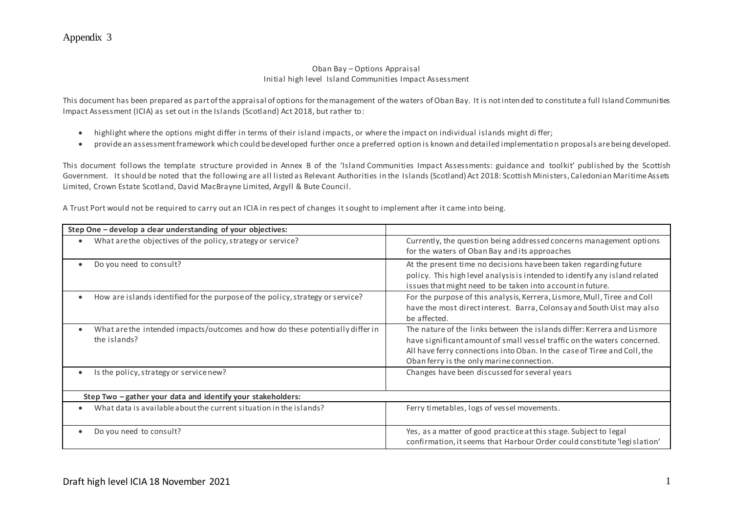Appendix 3

Oban Bay – Options Appraisal
Initial high level Island Communities Impact Assessment

This document has been prepared as part of the appraisal of options for the management of the waters of Oban Bay. It is not intended to constitute a full Island Communities Impact Assessment (ICIA) as set out in the Islands (Scotland) Act 2018, but rather to:

- highlight where the options might differ in terms of their island impacts, or where the impact on individual islands might differ;
- provide an assessment framework which could be developed further once a preferred option is known and detailed implementation proposals are being developed.

This document follows the template structure provided in Annex B of the 'Island Communities Impact Assessments: guidance and toolkit' published by the Scottish Government. It should be noted that the following are all listed as Relevant Authorities in the Islands (Scotland) Act 2018: Scottish Ministers, Caledonian Maritime Assets Limited, Crown Estate Scotland, David MacBrayne Limited, Argyll & Bute Council.

A Trust Port would not be required to carry out an ICIA in respect of changes it sought to implement after it came into being.

| **Step One – develop a clear understanding of your objectives:** | |
|---|---|
| • What are the objectives of the policy, strategy or service? | Currently, the question being addressed concerns management options for the waters of Oban Bay and its approaches |
| • Do you need to consult? | At the present time no decisions have been taken regarding future policy. This high level analysis is intended to identify any island related issues that might need to be taken into account in future. |
| • How are islands identified for the purpose of the policy, strategy or service? | For the purpose of this analysis, Kerrera, Lismore, Mull, Tiree and Coll have the most direct interest. Barra, Colonsay and South Uist may also be affected. |
| • What are the intended impacts/outcomes and how do these potentially differ in the islands? | The nature of the links between the islands differ: Kerrera and Lismore have significant amount of small vessel traffic on the waters concerned. All have ferry connections into Oban. In the case of Tiree and Coll, the Oban ferry is the only marine connection. |
| • Is the policy, strategy or service new? | Changes have been discussed for several years |
| **Step Two – gather your data and identify your stakeholders:** | |
| • What data is available about the current situation in the islands? | Ferry timetables, logs of vessel movements. |
| • Do you need to consult? | Yes, as a matter of good practice at this stage. Subject to legal confirmation, it seems that Harbour Order could constitute 'legislation' |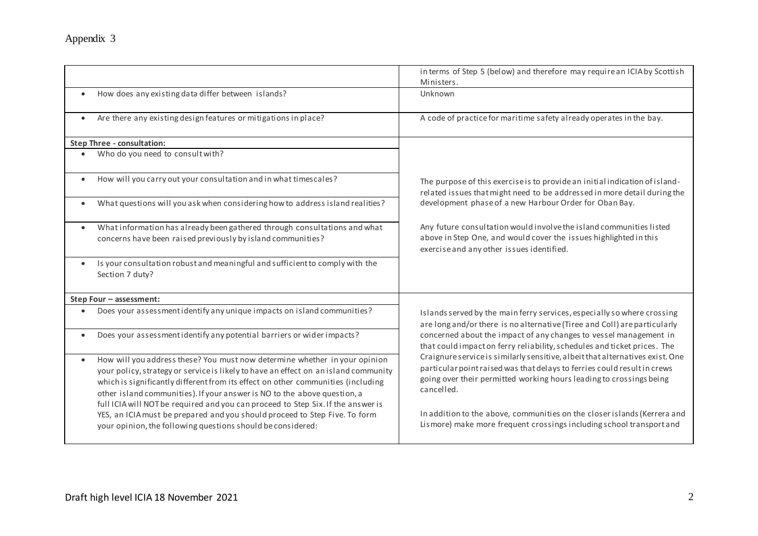Appendix 3

| | |
|---|---|
| | in terms of Step 5 (below) and therefore may require an ICIA by Scottish Ministers. |
| • How does any existing data differ between islands? | Unknown |
| • Are there any existing design features or mitigations in place? | A code of practice for maritime safety already operates in the bay. |
| **Step Three - consultation:** | |
| • Who do you need to consult with? | The purpose of this exercise is to provide an initial indication of island-related issues that might need to be addressed in more detail during the development phase of a new Harbour Order for Oban Bay.<br><br>Any future consultation would involve the island communities listed above in Step One, and would cover the issues highlighted in this exercise and any other issues identified. |
| • How will you carry out your consultation and in what timescales? | |
| • What questions will you ask when considering how to address island realities? | |
| • What information has already been gathered through consultations and what concerns have been raised previously by island communities? | |
| • Is your consultation robust and meaningful and sufficient to comply with the Section 7 duty? | |
| **Step Four – assessment:** | |
| • Does your assessment identify any unique impacts on island communities? | Islands served by the main ferry services, especially so where crossing are long and/or there is no alternative (Tiree and Coll) are particularly concerned about the impact of any changes to vessel management in that could impact on ferry reliability, schedules and ticket prices. The Craignure service is similarly sensitive, albeit that alternatives exist. One particular point raised was that delays to ferries could result in crews going over their permitted working hours leading to crossings being cancelled.<br><br>In addition to the above, communities on the closer islands (Kerrera and Lismore) make more frequent crossings including school transport and |
| • Does your assessment identify any potential barriers or wider impacts? | |
| • How will you address these? You must now determine whether in your opinion your policy, strategy or service is likely to have an effect on an island community which is significantly different from its effect on other communities (including other island communities). If your answer is NO to the above question, a full ICIA will NOT be required and you can proceed to Step Six. If the answer is YES, an ICIA must be prepared and you should proceed to Step Five. To form your opinion, the following questions should be considered: | |

Draft high level ICIA 18 November 2021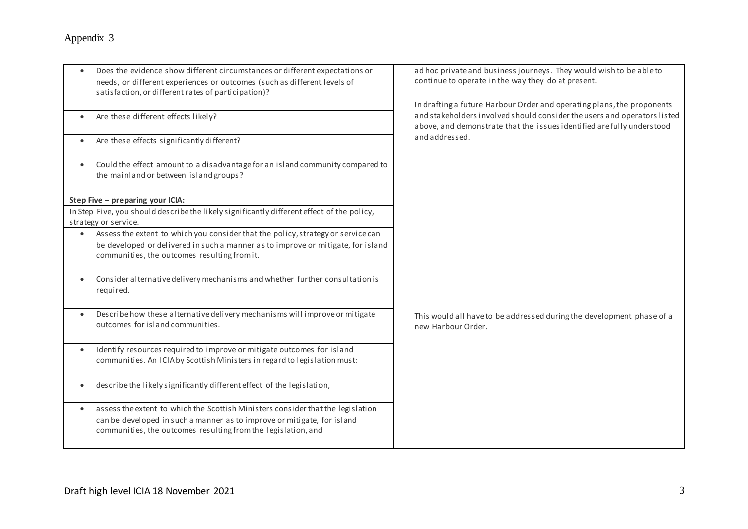| | |
|---|---|
| • Does the evidence show different circumstances or different expectations or needs, or different experiences or outcomes (such as different levels of satisfaction, or different rates of participation)? | ad hoc private and business journeys. They would wish to be able to continue to operate in the way they do at present.<br><br>In drafting a future Harbour Order and operating plans, the proponents and stakeholders involved should consider the users and operators listed above, and demonstrate that the issues identified are fully understood and addressed. |
| • Are these different effects likely? | |
| • Are these effects significantly different? | |
| • Could the effect amount to a disadvantage for an island community compared to the mainland or between island groups? | |
| **Step Five – preparing your ICIA:** | This would all have to be addressed during the development phase of a new Harbour Order. |
| In Step Five, you should describe the likely significantly different effect of the policy, strategy or service. | |
| • Assess the extent to which you consider that the policy, strategy or service can be developed or delivered in such a manner as to improve or mitigate, for island communities, the outcomes resulting from it. | |
| • Consider alternative delivery mechanisms and whether further consultation is required. | |
| • Describe how these alternative delivery mechanisms will improve or mitigate outcomes for island communities. | |
| • Identify resources required to improve or mitigate outcomes for island communities. An ICIA by Scottish Ministers in regard to legislation must: | |
| • describe the likely significantly different effect of the legislation, | |
| • assess the extent to which the Scottish Ministers consider that the legislation can be developed in such a manner as to improve or mitigate, for island communities, the outcomes resulting from the legislation, and | |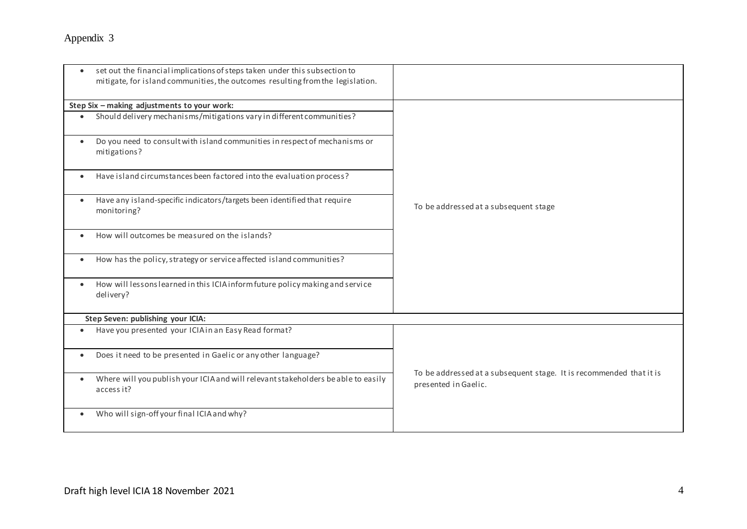Appendix 3

| | |
|---|---|
| • set out the financial implications of steps taken under this subsection to mitigate, for island communities, the outcomes resulting from the legislation. | |
| **Step Six – making adjustments to your work:** | |
| • Should delivery mechanisms/mitigations vary in different communities? | To be addressed at a subsequent stage |
| • Do you need to consult with island communities in respect of mechanisms or mitigations? | |
| • Have island circumstances been factored into the evaluation process? | |
| • Have any island-specific indicators/targets been identified that require monitoring? | |
| • How will outcomes be measured on the islands? | |
| • How has the policy, strategy or service affected island communities? | |
| • How will lessons learned in this ICIA inform future policy making and service delivery? | |
| **Step Seven: publishing your ICIA:** | |
| • Have you presented your ICIA in an Easy Read format? | To be addressed at a subsequent stage. It is recommended that it is presented in Gaelic. |
| • Does it need to be presented in Gaelic or any other language? | |
| • Where will you publish your ICIA and will relevant stakeholders be able to easily access it? | |
| • Who will sign-off your final ICIA and why? | |

Draft high level ICIA 18 November 2021